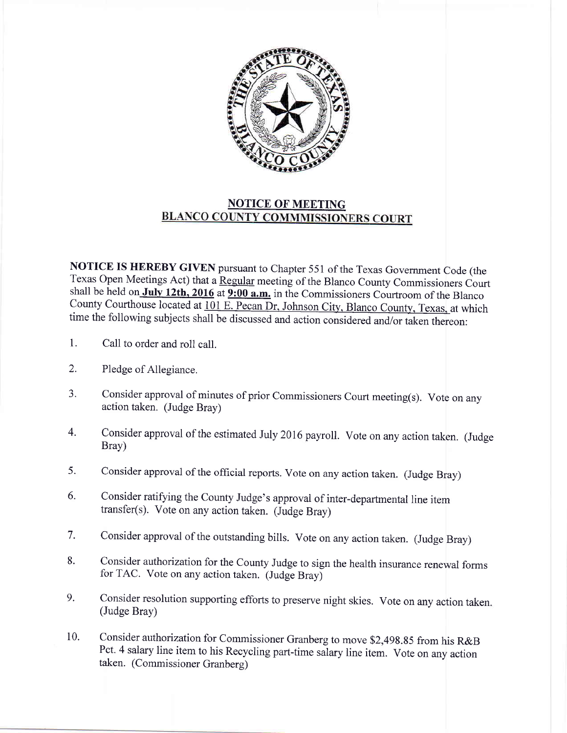## NOTICE OF MEETING
## BLANCO COUNTY COMMMISSIONERS COURT

**NOTICE IS HEREBY GIVEN** pursuant to Chapter 551 of the Texas Government Code (the Texas Open Meetings Act) that a Regular meeting of the Blanco County Commissioners Court shall be held on **July 12th, 2016** at **9:00 a.m.** in the Commissioners Courtroom of the Blanco County Courthouse located at 101 E. Pecan Dr, Johnson City, Blanco County, Texas, at which time the following subjects shall be discussed and action considered and/or taken thereon:

1. Call to order and roll call.

2. Pledge of Allegiance.

3. Consider approval of minutes of prior Commissioners Court meeting(s). Vote on any action taken. (Judge Bray)

4. Consider approval of the estimated July 2016 payroll. Vote on any action taken. (Judge Bray)

5. Consider approval of the official reports. Vote on any action taken. (Judge Bray)

6. Consider ratifying the County Judge's approval of inter-departmental line item transfer(s). Vote on any action taken. (Judge Bray)

7. Consider approval of the outstanding bills. Vote on any action taken. (Judge Bray)

8. Consider authorization for the County Judge to sign the health insurance renewal forms for TAC. Vote on any action taken. (Judge Bray)

9. Consider resolution supporting efforts to preserve night skies. Vote on any action taken. (Judge Bray)

10. Consider authorization for Commissioner Granberg to move $2,498.85 from his R&B Pct. 4 salary line item to his Recycling part-time salary line item. Vote on any action taken. (Commissioner Granberg)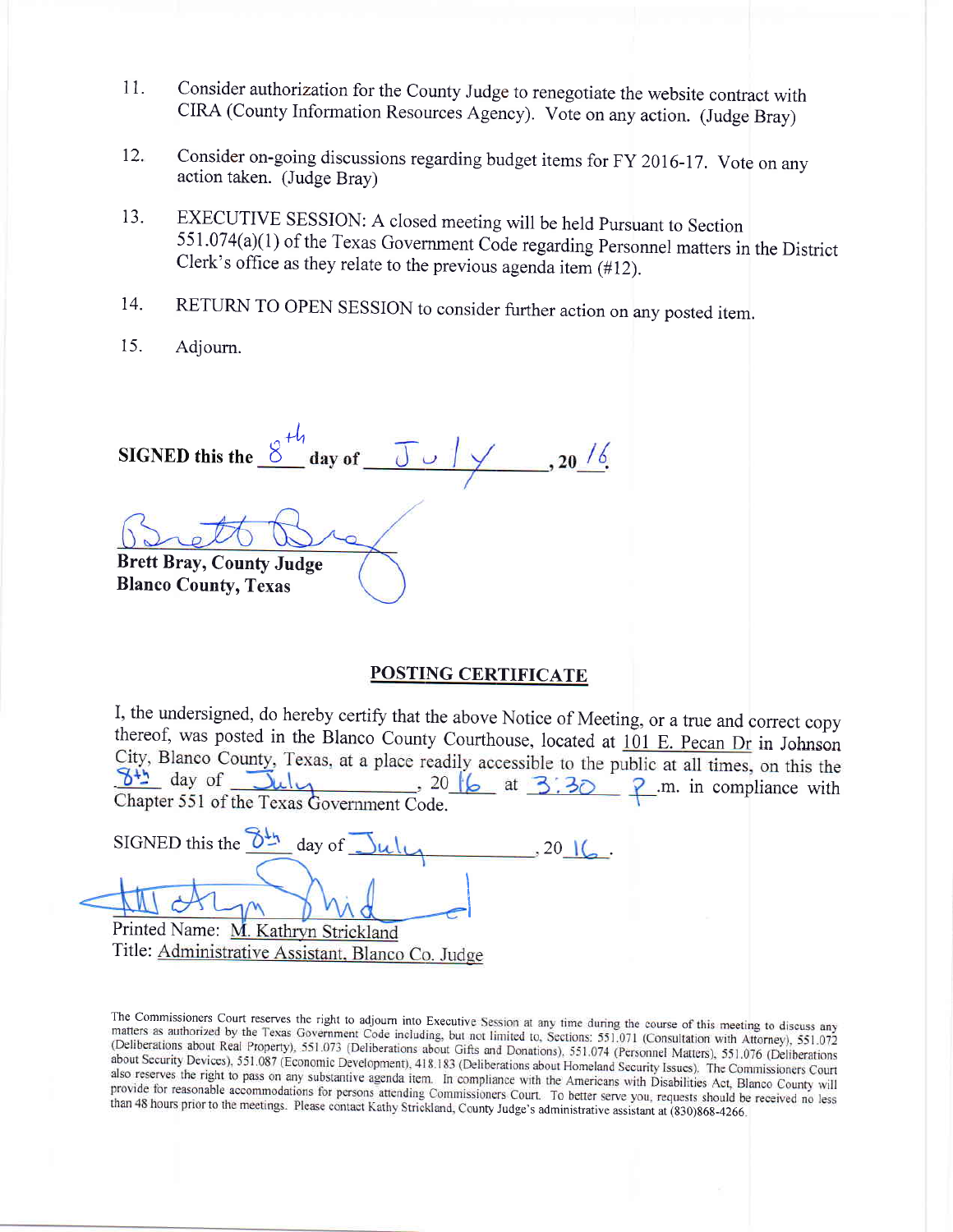11. Consider authorization for the County Judge to renegotiate the website contract with CIRA (County Information Resources Agency). Vote on any action. (Judge Bray)

12. Consider on-going discussions regarding budget items for FY 2016-17. Vote on any action taken. (Judge Bray)

13. EXECUTIVE SESSION: A closed meeting will be held Pursuant to Section 551.074(a)(1) of the Texas Government Code regarding Personnel matters in the District Clerk's office as they relate to the previous agenda item (#12).

14. RETURN TO OPEN SESSION to consider further action on any posted item.

15. Adjourn.

**SIGNED this the** 8th **day of** July **, 20**16.

**Brett Bray, County Judge**
**Blanco County, Texas**

## POSTING CERTIFICATE

I, the undersigned, do hereby certify that the above Notice of Meeting, or a true and correct copy thereof, was posted in the Blanco County Courthouse, located at 101 E. Pecan Dr in Johnson City, Blanco County, Texas, at a place readily accessible to the public at all times, on this the 8th day of July, 20 16 at 3:30 P.m. in compliance with Chapter 551 of the Texas Government Code.

SIGNED this the 8th day of July, 20 16.

Printed Name: M. Kathryn Strickland
Title: Administrative Assistant, Blanco Co. Judge

The Commissioners Court reserves the right to adjourn into Executive Session at any time during the course of this meeting to discuss any matters as authorized by the Texas Government Code including, but not limited to, Sections: 551.071 (Consultation with Attorney), 551.072 (Deliberations about Real Property), 551.073 (Deliberations about Gifts and Donations), 551.074 (Personnel Matters), 551.076 (Deliberations about Security Devices), 551.087 (Economic Development), 418.183 (Deliberations about Homeland Security Issues). The Commissioners Court also reserves the right to pass on any substantive agenda item. In compliance with the Americans with Disabilities Act, Blanco County will provide for reasonable accommodations for persons attending Commissioners Court. To better serve you, requests should be received no less than 48 hours prior to the meetings. Please contact Kathy Strickland, County Judge's administrative assistant at (830)868-4266.